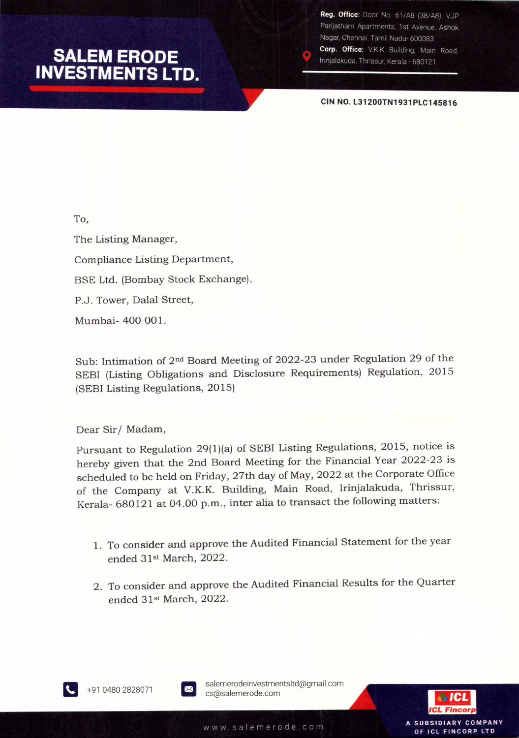# SALEM ERODE INVESTMENTS LTD.

**Reg. Office**: Door No. 61/A8 (38/A8), VJP Parijatham Apartments, 1st Avenue, Ashok Nagar, Chennai, Tamil Nadu- 600083
**Corp. Office**: V.K.K Building, Main Road, Irinjalakuda, Thrissur, Kerala - 680121

**CIN NO. L31200TN1931PLC145816**

To,

The Listing Manager,

Compliance Listing Department,

BSE Ltd. (Bombay Stock Exchange),

P.J. Tower, Dalal Street,

Mumbai- 400 001.

Sub: Intimation of 2nd Board Meeting of 2022-23 under Regulation 29 of the SEBI (Listing Obligations and Disclosure Requirements) Regulation, 2015 (SEBI Listing Regulations, 2015)

Dear Sir/ Madam,

Pursuant to Regulation 29(1)(a) of SEBI Listing Regulations, 2015, notice is hereby given that the 2nd Board Meeting for the Financial Year 2022-23 is scheduled to be held on Friday, 27th day of May, 2022 at the Corporate Office of the Company at V.K.K. Building, Main Road, Irinjalakuda, Thrissur, Kerala- 680121 at 04.00 p.m., inter alia to transact the following matters:

1. To consider and approve the Audited Financial Statement for the year ended 31st March, 2022.
2. To consider and approve the Audited Financial Results for the Quarter ended 31st March, 2022.

+91 0480 2828071

salemerodeinvestmentsltd@gmail.com
cs@salemerode.com

www.salemerode.com

A SUBSIDIARY COMPANY OF ICL FINCORP LTD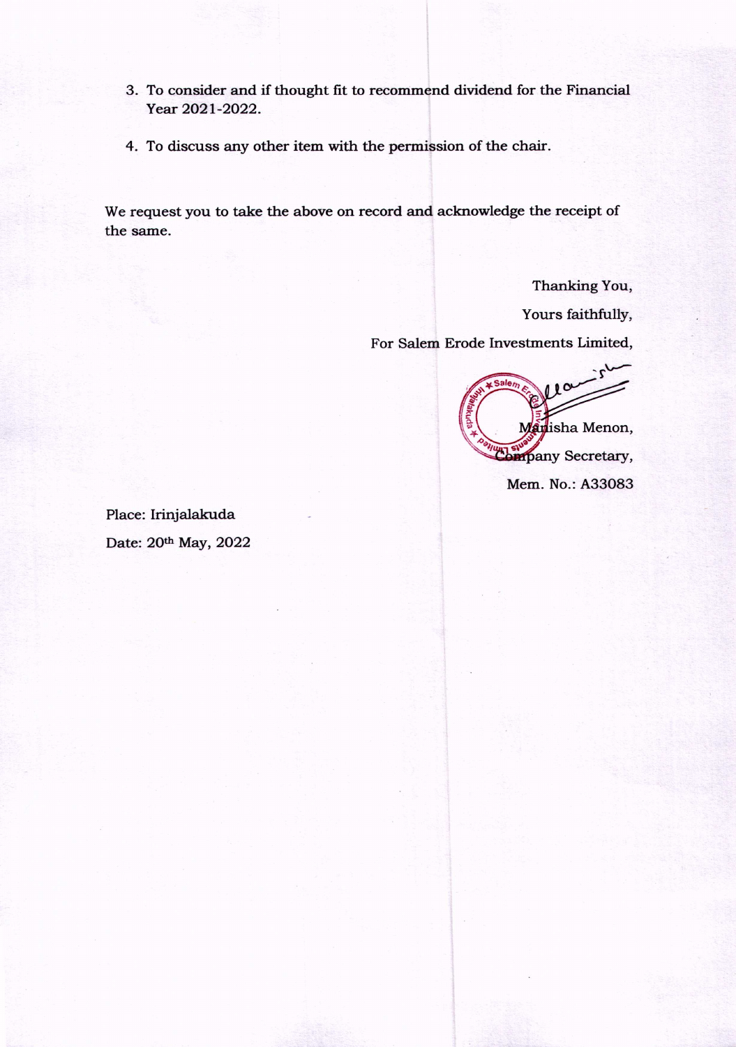3. To consider and if thought fit to recommend dividend for the Financial Year 2021-2022.

4. To discuss any other item with the permission of the chair.

We request you to take the above on record and acknowledge the receipt of the same.

Thanking You,

Yours faithfully,

For Salem Erode Investments Limited,

Manisha Menon,

Company Secretary,

Mem. No.: A33083

Place: Irinjalakuda

Date: 20th May, 2022